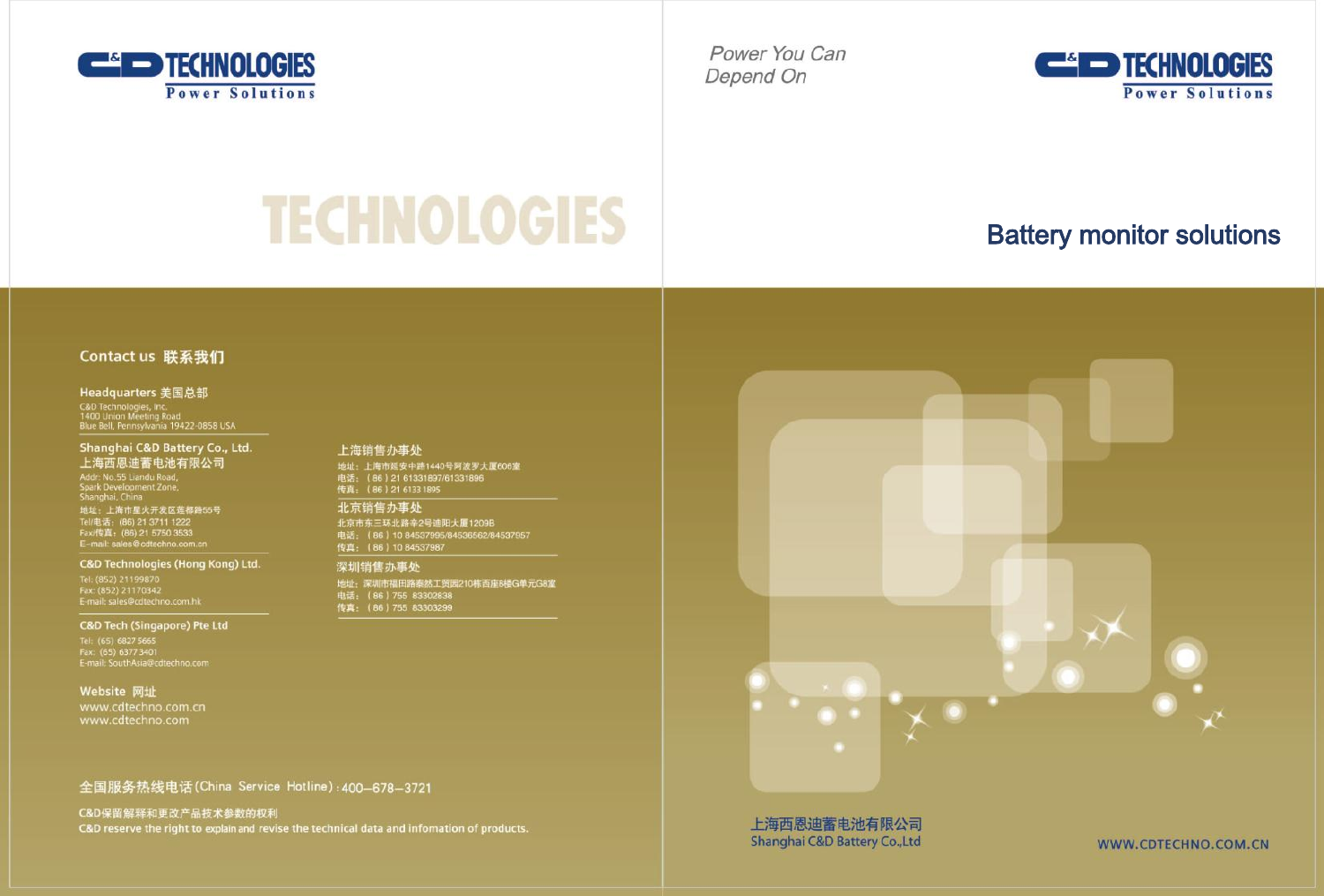C&D TECHNOLOGIES
Power Solutions

TECHNOLOGIES

## Contact us 联系我们

### Headquarters 美国总部

C&D Technologies, Inc.
1400 Union Meeting Road
Blue Bell, Pennsylvania 19422-0858 USA

### Shanghai C&D Battery Co., Ltd.
### 上海西恩迪蓄电池有限公司

Addr: No.55 Liandu Road,
Spark Development Zone,
Shanghai, China
地址：上海市星火开发区莲都路55号
Tel/电话：(86) 21 3711 1222
Fax/传真：(86) 21 5750 3533
E-mail: sales@cdtechno.com.cn

### C&D Technologies (Hong Kong) Ltd.

Tel: (852) 21199870
Fax: (852) 21170342
E-mail: sales@cdtechno.com.hk

### C&D Tech (Singapore) Pte Ltd

Tel: (65) 6827 5665
Fax: (65) 6377 3401
E-mail: SouthAsia@cdtechno.com

### 上海销售办事处

地址：上海市延安中路1440号阿波罗大厦606室
电话：（86）21 61331897/61331896
传真：（86）21 6133 1895

### 北京销售办事处

北京市东三环北路辛2号迪阳大厦1209B
电话：（86）10 84537995/84536562/84537957
传真：（86）10 84537987

### 深圳销售办事处

地址：深圳市福田路泰然工贸园210栋西座6楼G单元G8室
电话：（86）755 83302838
传真：（86）755 83303299

### Website 网址

www.cdtechno.com.cn
www.cdtechno.com

全国服务热线电话(China Service Hotline)：400–678–3721

C&D保留解释和更改产品技术参数的权利
C&D reserve the right to explain and revise the technical data and infomation of products.

*Power You Can Depend On*

C&D TECHNOLOGIES
Power Solutions

# Battery monitor solutions

上海西恩迪蓄电池有限公司
Shanghai C&D Battery Co.,Ltd

WWW.CDTECHNO.COM.CN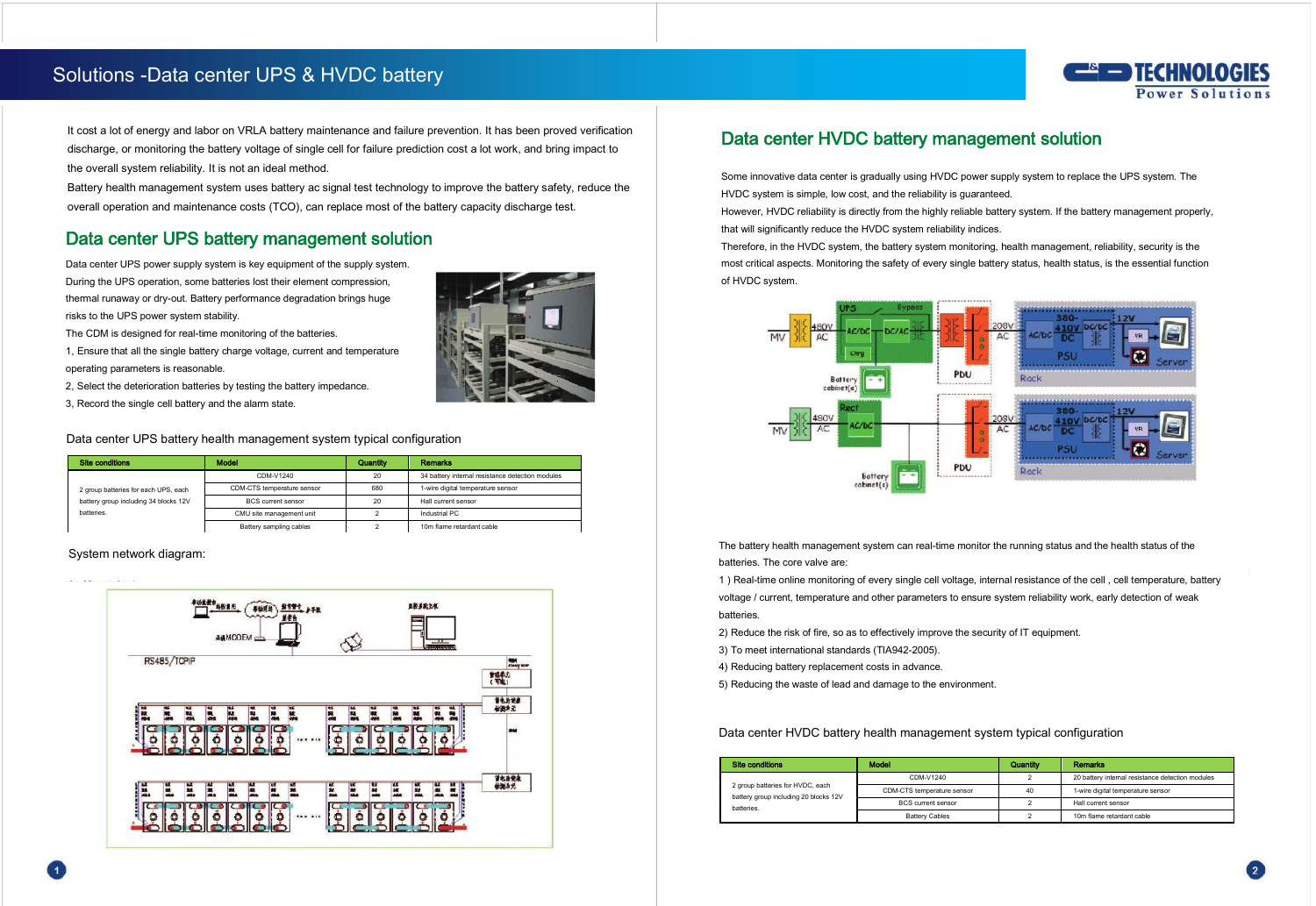# Solutions -Data center UPS & HVDC battery

It cost a lot of energy and labor on VRLA battery maintenance and failure prevention. It has been proved verification discharge, or monitoring the battery voltage of single cell for failure prediction cost a lot work, and bring impact to the overall system reliability. It is not an ideal method.

Battery health management system uses battery ac signal test technology to improve the battery safety, reduce the overall operation and maintenance costs (TCO), can replace most of the battery capacity discharge test.

## Data center UPS battery management solution

Data center UPS power supply system is key equipment of the supply system.

During the UPS operation, some batteries lost their element compression, thermal runaway or dry-out. Battery performance degradation brings huge risks to the UPS power system stability.

The CDM is designed for real-time monitoring of the batteries.

1, Ensure that all the single battery charge voltage, current and temperature operating parameters is reasonable.

2, Select the deterioration batteries by testing the battery impedance.

3, Record the single cell battery and the alarm state.

Data center UPS battery health management system typical configuration

| Site conditions | Model | Quantity | Remarks |
|---|---|---|---|
| 2 group batteries for each UPS, each battery group including 34 blocks 12V batteries. | CDM-V1240 | 20 | 34 battery internal resistance detection modules |
| | CDM-CTS temperature sensor | 680 | 1-wire digital temperature sensor |
| | BCS current sensor | 20 | Hall current sensor |
| | CMU site management unit | 2 | Industrial PC |
| | Battery sampling cables | 2 | 10m flame retardant cable |

System network diagram:

## Data center HVDC battery management solution

Some innovative data center is gradually using HVDC power supply system to replace the UPS system. The HVDC system is simple, low cost, and the reliability is guaranteed.

However, HVDC reliability is directly from the highly reliable battery system. If the battery management properly, that will significantly reduce the HVDC system reliability indices.

Therefore, in the HVDC system, the battery system monitoring, health management, reliability, security is the most critical aspects. Monitoring the safety of every single battery status, health status, is the essential function of HVDC system.

The battery health management system can real-time monitor the running status and the health status of the batteries. The core valve are:

1 ) Real-time online monitoring of every single cell voltage, internal resistance of the cell , cell temperature, battery voltage / current, temperature and other parameters to ensure system reliability work, early detection of weak batteries.

2) Reduce the risk of fire, so as to effectively improve the security of IT equipment.

3) To meet international standards (TIA942-2005).

4) Reducing battery replacement costs in advance.

5) Reducing the waste of lead and damage to the environment.

Data center HVDC battery health management system typical configuration

| Site conditions | Model | Quantity | Remarks |
|---|---|---|---|
| 2 group batteries for HVDC, each battery group including 20 blocks 12V batteries. | CDM-V1240 | 2 | 20 battery internal resistance detection modules |
| | CDM-CTS temperature sensor | 40 | 1-wire digital temperature sensor |
| | BCS current sensor | 2 | Hall current sensor |
| | Battery Cables | 2 | 10m flame retardant cable |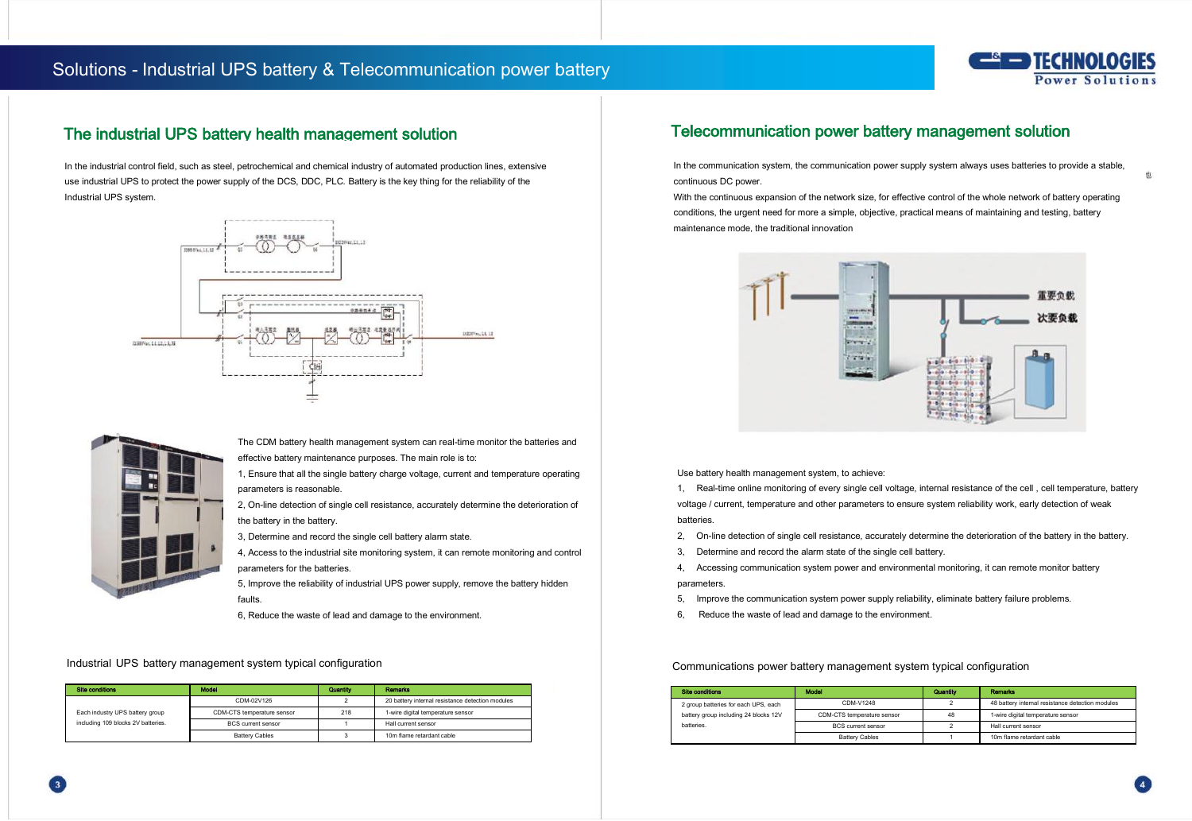# Solutions - Industrial UPS battery & Telecommunication power battery

## The industrial UPS battery health management solution

In the industrial control field, such as steel, petrochemical and chemical industry of automated production lines, extensive use industrial UPS to protect the power supply of the DCS, DDC, PLC. Battery is the key thing for the reliability of the Industrial UPS system.

The CDM battery health management system can real-time monitor the batteries and effective battery maintenance purposes. The main role is to:

1, Ensure that all the single battery charge voltage, current and temperature operating parameters is reasonable.

2, On-line detection of single cell resistance, accurately determine the deterioration of the battery in the battery.

3, Determine and record the single cell battery alarm state.

4, Access to the industrial site monitoring system, it can remote monitoring and control parameters for the batteries.

5, Improve the reliability of industrial UPS power supply, remove the battery hidden faults.

6, Reduce the waste of lead and damage to the environment.

Industrial UPS battery management system typical configuration

| Site conditions | Model | Quantity | Remarks |
|---|---|---|---|
| Each industry UPS battery group including 109 blocks 2V batteries. | CDM-02V126 | 2 | 20 battery internal resistance detection modules |
| | CDM-CTS temperature sensor | 218 | 1-wire digital temperature sensor |
| | BCS current sensor | 1 | Hall current sensor |
| | Battery Cables | 3 | 10m flame retardant cable |

## Telecommunication power battery management solution

In the communication system, the communication power supply system always uses batteries to provide a stable, continuous DC power.

With the continuous expansion of the network size, for effective control of the whole network of battery operating conditions, the urgent need for more a simple, objective, practical means of maintaining and testing, battery maintenance mode, the traditional innovation

Use battery health management system, to achieve:

1, Real-time online monitoring of every single cell voltage, internal resistance of the cell , cell temperature, battery voltage / current, temperature and other parameters to ensure system reliability work, early detection of weak batteries.

2, On-line detection of single cell resistance, accurately determine the deterioration of the battery in the battery.

3, Determine and record the alarm state of the single cell battery.

4, Accessing communication system power and environmental monitoring, it can remote monitor battery parameters.

5, Improve the communication system power supply reliability, eliminate battery failure problems.

6, Reduce the waste of lead and damage to the environment.

Communications power battery management system typical configuration

| Site conditions | Model | Quantity | Remarks |
|---|---|---|---|
| 2 group batteries for each UPS, each battery group including 24 blocks 12V batteries. | CDM-V1248 | 2 | 48 battery internal resistance detection modules |
| | CDM-CTS temperature sensor | 48 | 1-wire digital temperature sensor |
| | BCS current sensor | 2 | Hall current sensor |
| | Battery Cables | 1 | 10m flame retardant cable |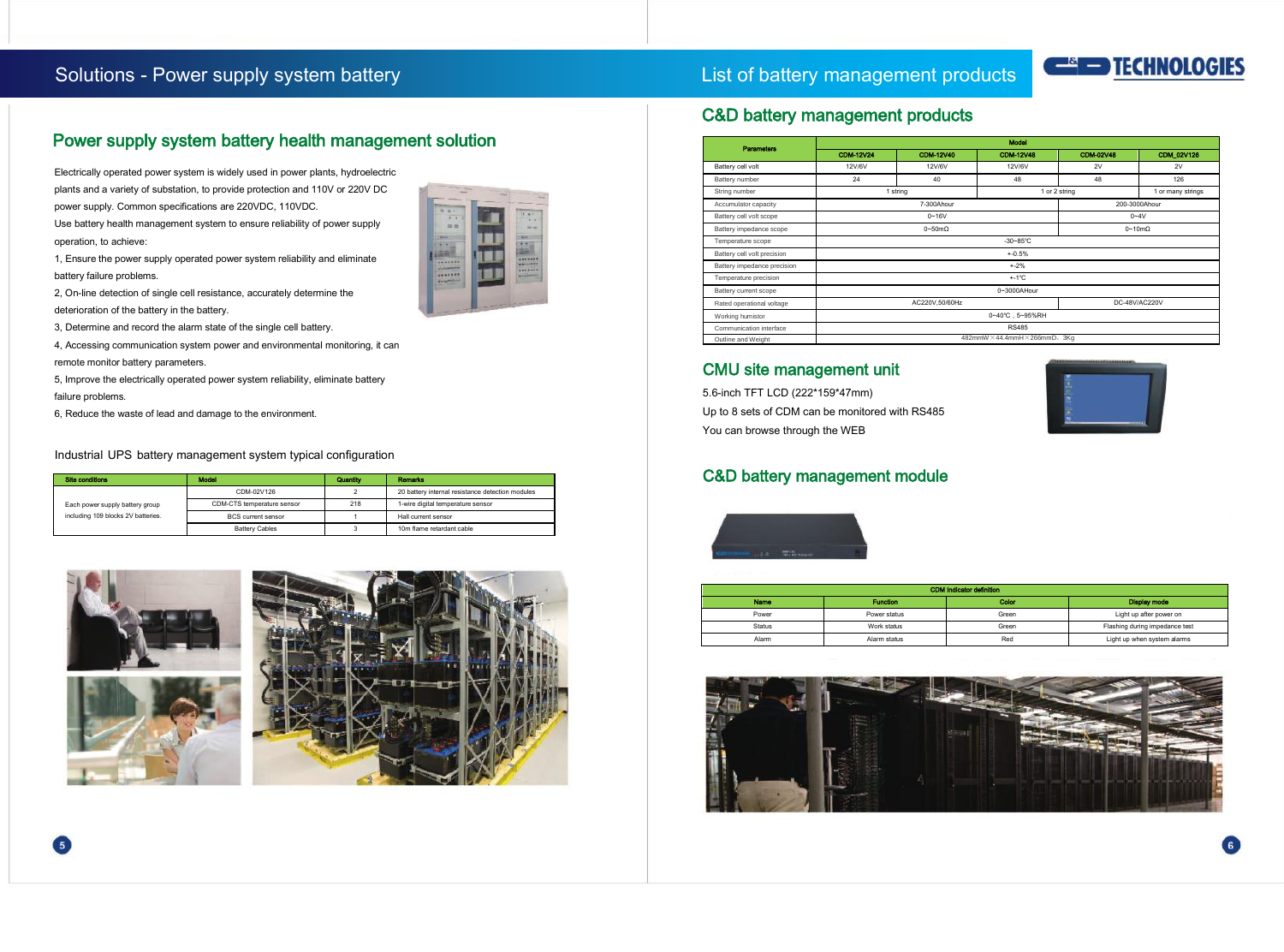## Solutions - Power supply system battery

## Power supply system battery health management solution

Electrically operated power system is widely used in power plants, hydroelectric plants and a variety of substation, to provide protection and 110V or 220V DC power supply. Common specifications are 220VDC, 110VDC.

Use battery health management system to ensure reliability of power supply operation, to achieve:

1, Ensure the power supply operated power system reliability and eliminate battery failure problems.

2, On-line detection of single cell resistance, accurately determine the deterioration of the battery in the battery.

3, Determine and record the alarm state of the single cell battery.

4, Accessing communication system power and environmental monitoring, it can remote monitor battery parameters.

5, Improve the electrically operated power system reliability, eliminate battery failure problems.

6, Reduce the waste of lead and damage to the environment.

Industrial UPS battery management system typical configuration

| Site conditions | Model | Quantity | Remarks |
|---|---|---|---|
| Each power supply battery group including 109 blocks 2V batteries. | CDM-02V126 | 2 | 20 battery internal resistance detection modules |
| | CDM-CTS temperature sensor | 218 | 1-wire digital temperature sensor |
| | BCS current sensor | 1 | Hall current sensor |
| | Battery Cables | 3 | 10m flame retardant cable |

## List of battery management products

## C&D battery management products

| Parameters | Model | | | | |
|---|---|---|---|---|---|
| | CDM-12V24 | CDM-12V40 | CDM-12V48 | CDM-02V48 | CDM_02V126 |
| Battery cell volt | 12V/6V | 12V/6V | 12V/6V | 2V | 2V |
| Battery number | 24 | 40 | 48 | 48 | 126 |
| String number | 1 string | | 1 or 2 string | | 1 or many strings |
| Accumulator capacity | 7-300Ahour | | | 200-3000Ahour | |
| Battery cell volt scope | 0~16V | | | 0~4V | |
| Battery impedance scope | 0~50mΩ | | | 0~10mΩ | |
| Temperature scope | -30~85℃ | | | | |
| Battery cell volt precision | +-0.5% | | | | |
| Battery impedance precision | +-2% | | | | |
| Temperature precision | +-1℃ | | | | |
| Battery current scope | 0~3000AHour | | | | |
| Rated operational voltage | AC220V,50/60Hz | | | DC-48V/AC220V | |
| Working humistor | 0~40℃，5~95%RH | | | | |
| Communication interface | RS485 | | | | |
| Outline and Weight | 482mmW×44.4mmH×266mmD，3Kg | | | | |

## CMU site management unit

5.6-inch TFT LCD (222*159*47mm)

Up to 8 sets of CDM can be monitored with RS485

You can browse through the WEB

## C&D battery management module

| CDM indicator definition | | | |
|---|---|---|---|
| Name | Function | Color | Display mode |
| Power | Power status | Green | Light up after power on |
| Status | Work status | Green | Flashing during impedance test |
| Alarm | Alarm status | Red | Light up when system alarms |